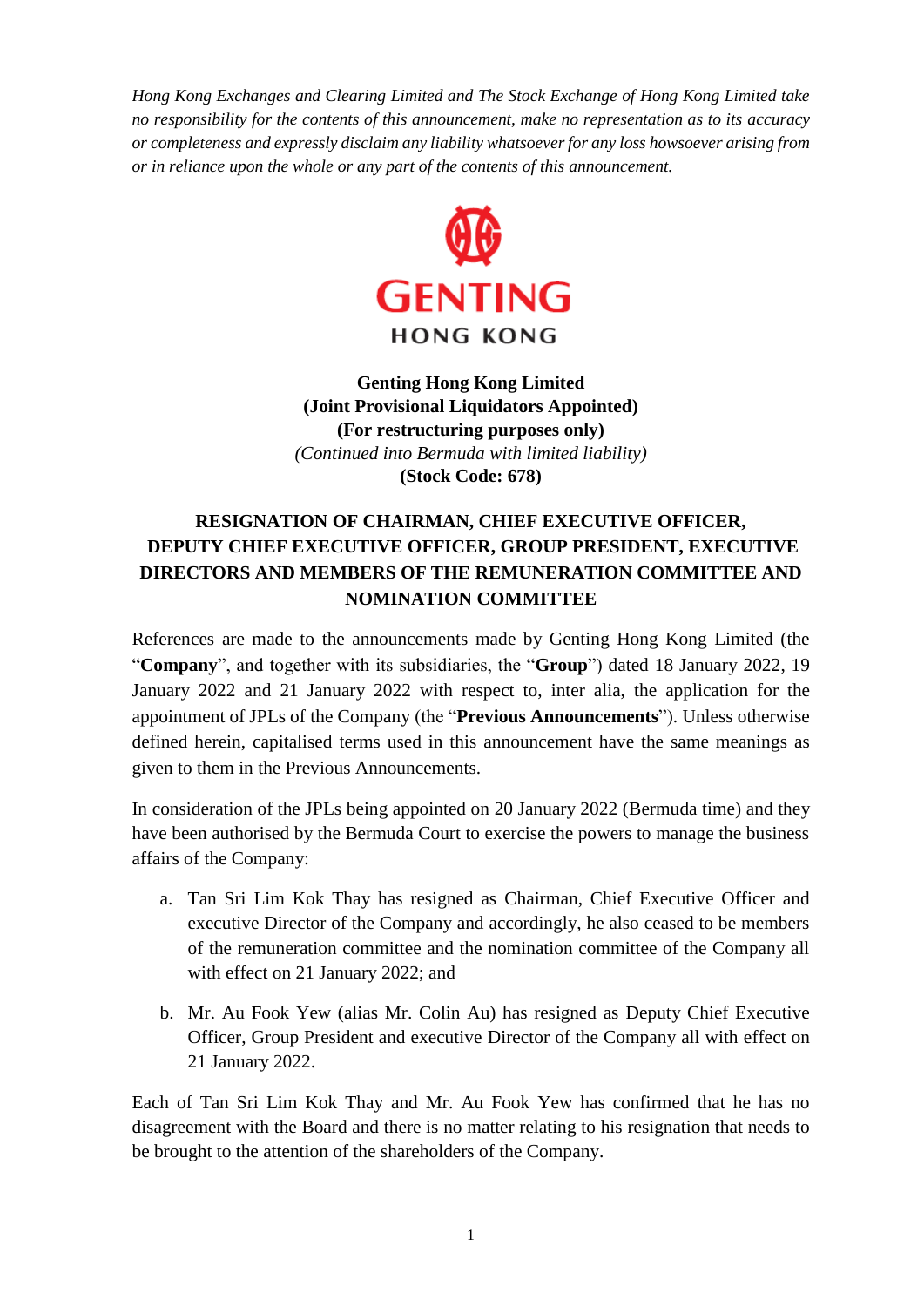*Hong Kong Exchanges and Clearing Limited and The Stock Exchange of Hong Kong Limited take no responsibility for the contents of this announcement, make no representation as to its accuracy or completeness and expressly disclaim any liability whatsoever for any loss howsoever arising from or in reliance upon the whole or any part of the contents of this announcement.*

GENTING
HONG KONG

**Genting Hong Kong Limited**
**(Joint Provisional Liquidators Appointed)**
**(For restructuring purposes only)**
*(Continued into Bermuda with limited liability)*
**(Stock Code: 678)**

## RESIGNATION OF CHAIRMAN, CHIEF EXECUTIVE OFFICER, DEPUTY CHIEF EXECUTIVE OFFICER, GROUP PRESIDENT, EXECUTIVE DIRECTORS AND MEMBERS OF THE REMUNERATION COMMITTEE AND NOMINATION COMMITTEE

References are made to the announcements made by Genting Hong Kong Limited (the "**Company**", and together with its subsidiaries, the "**Group**") dated 18 January 2022, 19 January 2022 and 21 January 2022 with respect to, inter alia, the application for the appointment of JPLs of the Company (the "**Previous Announcements**"). Unless otherwise defined herein, capitalised terms used in this announcement have the same meanings as given to them in the Previous Announcements.

In consideration of the JPLs being appointed on 20 January 2022 (Bermuda time) and they have been authorised by the Bermuda Court to exercise the powers to manage the business affairs of the Company:

a. Tan Sri Lim Kok Thay has resigned as Chairman, Chief Executive Officer and executive Director of the Company and accordingly, he also ceased to be members of the remuneration committee and the nomination committee of the Company all with effect on 21 January 2022; and

b. Mr. Au Fook Yew (alias Mr. Colin Au) has resigned as Deputy Chief Executive Officer, Group President and executive Director of the Company all with effect on 21 January 2022.

Each of Tan Sri Lim Kok Thay and Mr. Au Fook Yew has confirmed that he has no disagreement with the Board and there is no matter relating to his resignation that needs to be brought to the attention of the shareholders of the Company.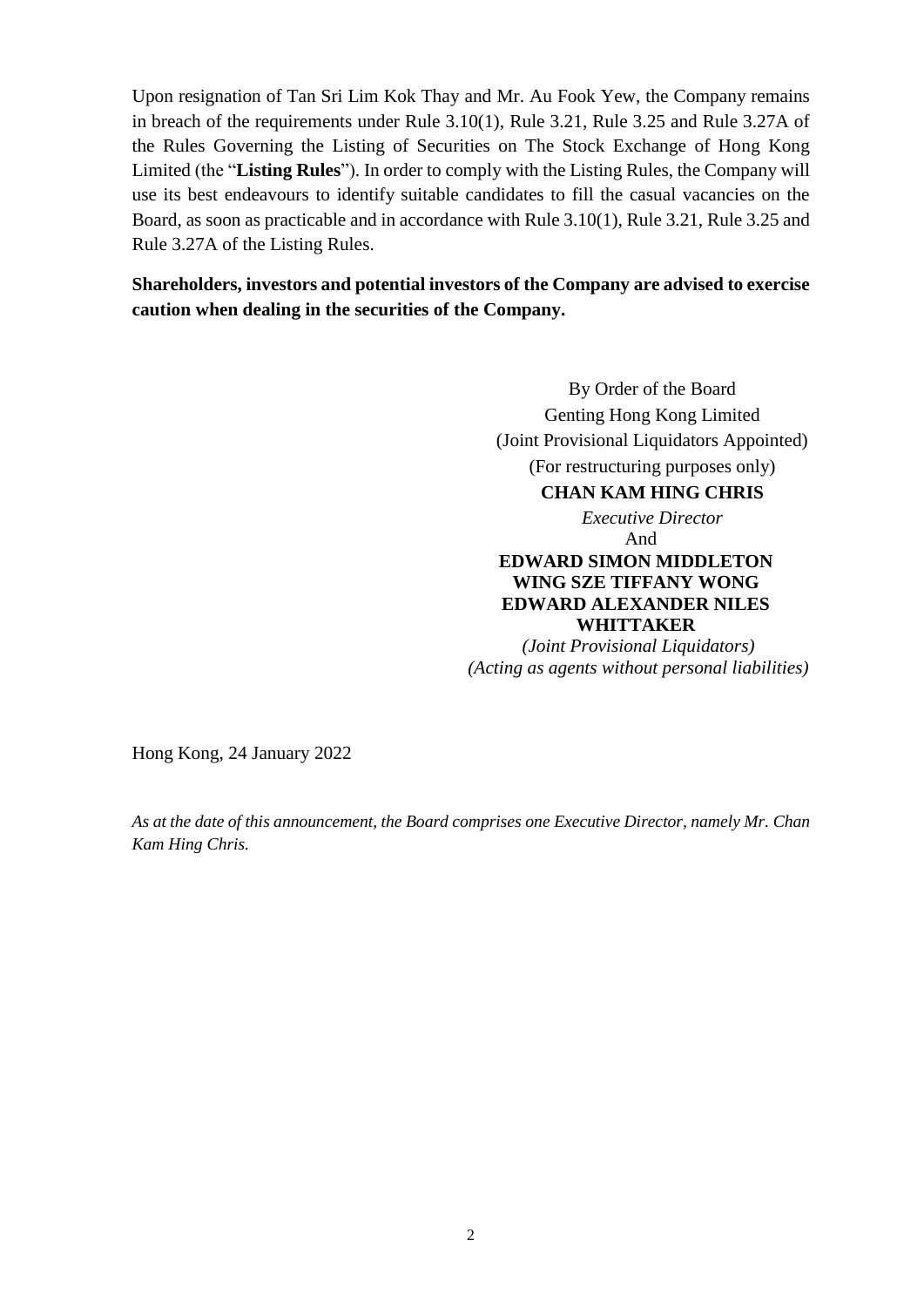Upon resignation of Tan Sri Lim Kok Thay and Mr. Au Fook Yew, the Company remains in breach of the requirements under Rule 3.10(1), Rule 3.21, Rule 3.25 and Rule 3.27A of the Rules Governing the Listing of Securities on The Stock Exchange of Hong Kong Limited (the "**Listing Rules**"). In order to comply with the Listing Rules, the Company will use its best endeavours to identify suitable candidates to fill the casual vacancies on the Board, as soon as practicable and in accordance with Rule 3.10(1), Rule 3.21, Rule 3.25 and Rule 3.27A of the Listing Rules.

**Shareholders, investors and potential investors of the Company are advised to exercise caution when dealing in the securities of the Company.**

By Order of the Board
Genting Hong Kong Limited
(Joint Provisional Liquidators Appointed)
(For restructuring purposes only)
**CHAN KAM HING CHRIS**
*Executive Director*
And
**EDWARD SIMON MIDDLETON**
**WING SZE TIFFANY WONG**
**EDWARD ALEXANDER NILES WHITTAKER**
*(Joint Provisional Liquidators)*
*(Acting as agents without personal liabilities)*

Hong Kong, 24 January 2022

*As at the date of this announcement, the Board comprises one Executive Director, namely Mr. Chan Kam Hing Chris.*